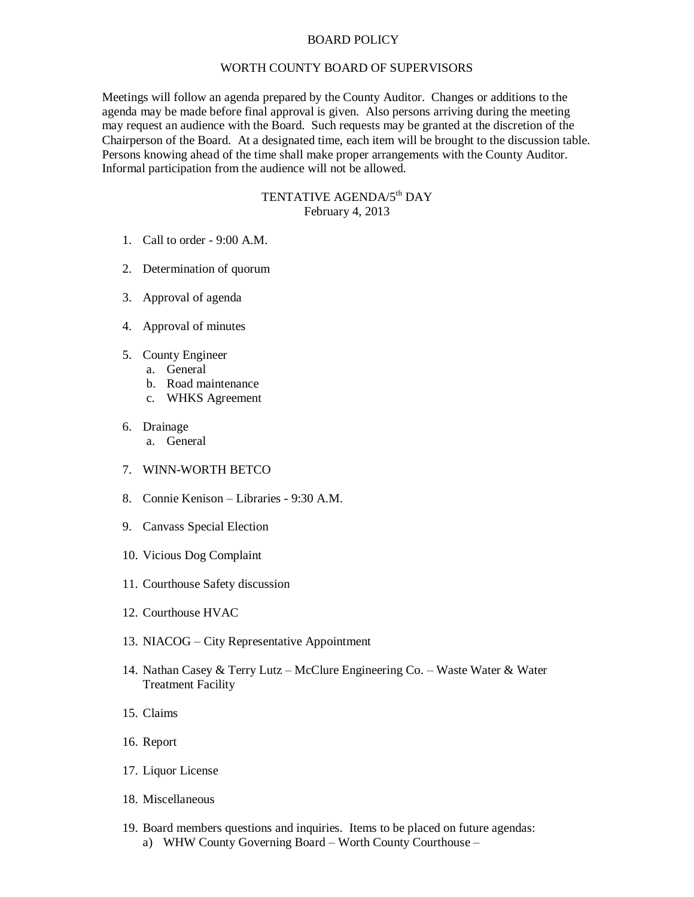# BOARD POLICY

## WORTH COUNTY BOARD OF SUPERVISORS

Meetings will follow an agenda prepared by the County Auditor. Changes or additions to the agenda may be made before final approval is given. Also persons arriving during the meeting may request an audience with the Board. Such requests may be granted at the discretion of the Chairperson of the Board. At a designated time, each item will be brought to the discussion table. Persons knowing ahead of the time shall make proper arrangements with the County Auditor. Informal participation from the audience will not be allowed.

## TENTATIVE AGENDA/5th DAY

February 4, 2013

1. Call to order - 9:00 A.M.

2. Determination of quorum

3. Approval of agenda

4. Approval of minutes

5. County Engineer
   a. General
   b. Road maintenance
   c. WHKS Agreement

6. Drainage
   a. General

7. WINN-WORTH BETCO

8. Connie Kenison – Libraries - 9:30 A.M.

9. Canvass Special Election

10. Vicious Dog Complaint

11. Courthouse Safety discussion

12. Courthouse HVAC

13. NIACOG – City Representative Appointment

14. Nathan Casey & Terry Lutz – McClure Engineering Co. – Waste Water & Water Treatment Facility

15. Claims

16. Report

17. Liquor License

18. Miscellaneous

19. Board members questions and inquiries. Items to be placed on future agendas:
    a) WHW County Governing Board – Worth County Courthouse –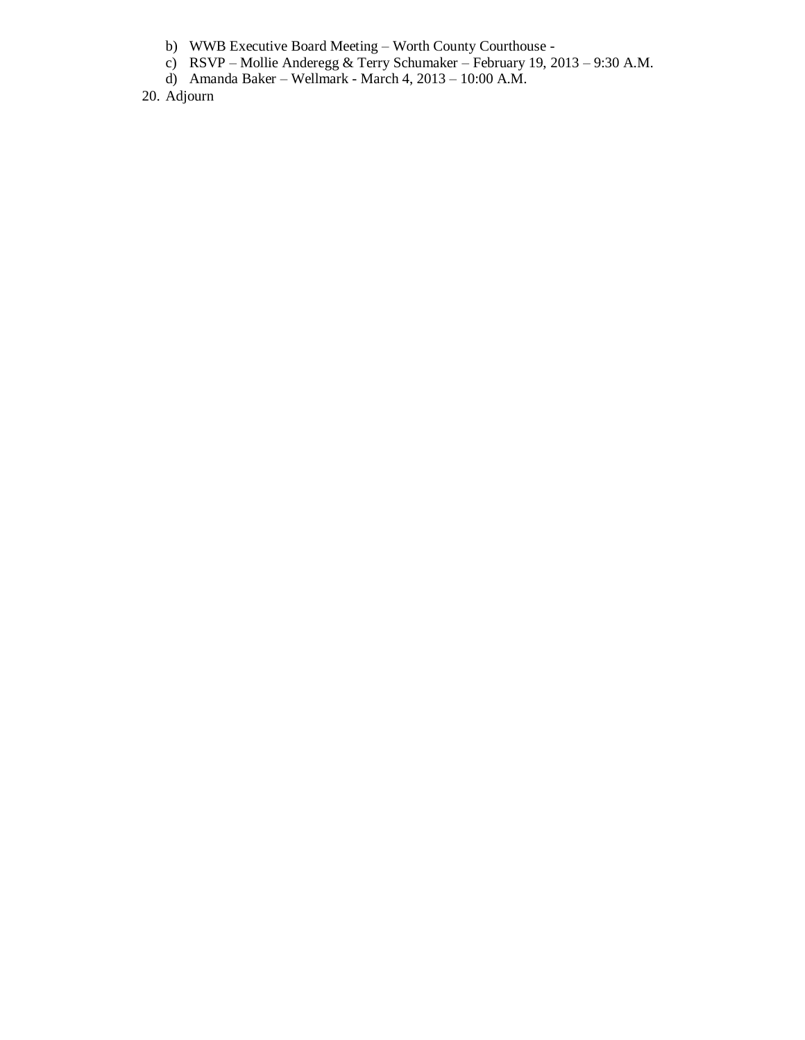b) WWB Executive Board Meeting – Worth County Courthouse -
c) RSVP – Mollie Anderegg & Terry Schumaker – February 19, 2013 – 9:30 A.M.
d) Amanda Baker – Wellmark - March 4, 2013 – 10:00 A.M.

20. Adjourn